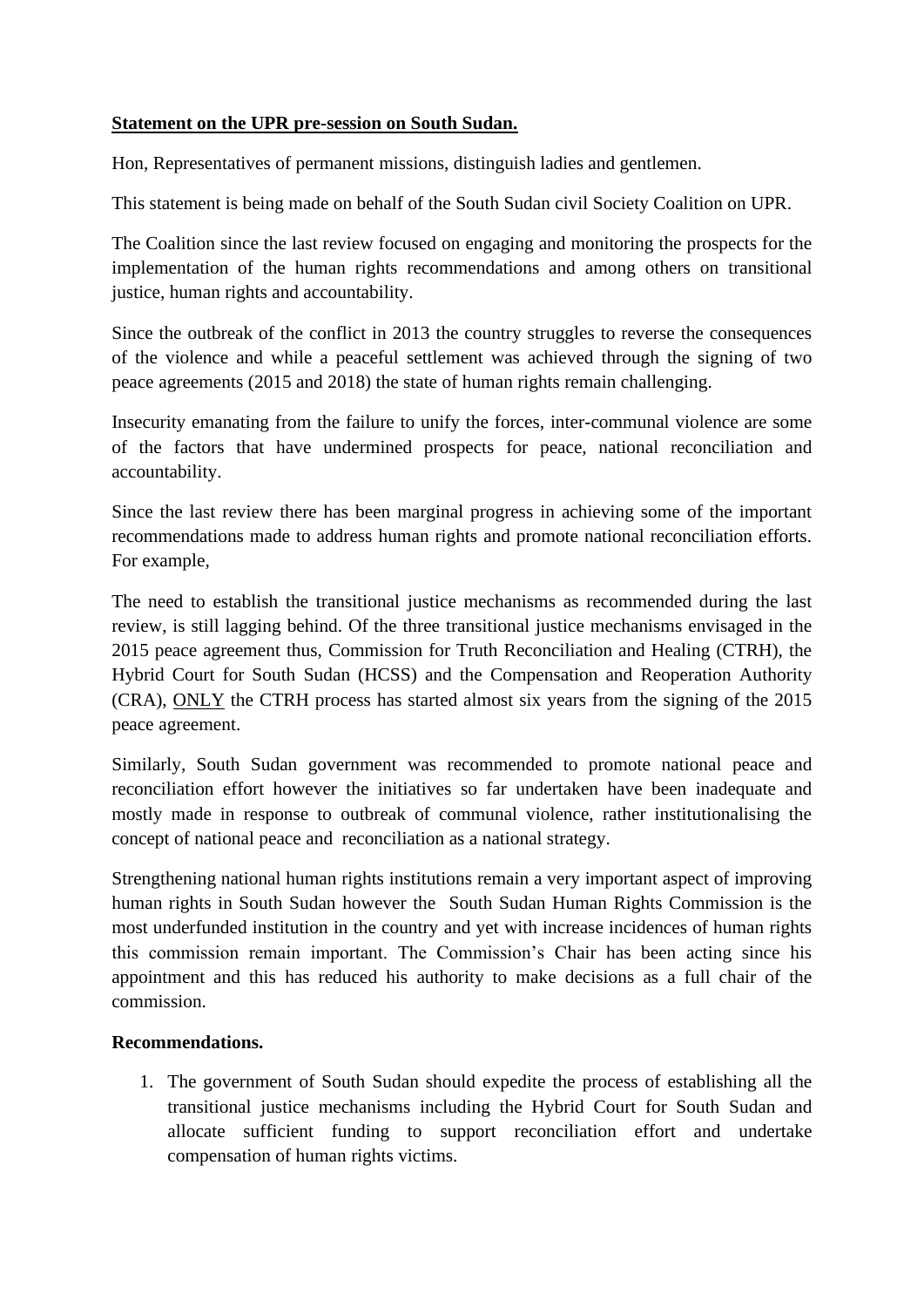**Statement on the UPR pre-session on South Sudan.**

Hon, Representatives of permanent missions, distinguish ladies and gentlemen.

This statement is being made on behalf of the South Sudan civil Society Coalition on UPR.

The Coalition since the last review focused on engaging and monitoring the prospects for the implementation of the human rights recommendations and among others on transitional justice, human rights and accountability.

Since the outbreak of the conflict in 2013 the country struggles to reverse the consequences of the violence and while a peaceful settlement was achieved through the signing of two peace agreements (2015 and 2018) the state of human rights remain challenging.

Insecurity emanating from the failure to unify the forces, inter-communal violence are some of the factors that have undermined prospects for peace, national reconciliation and accountability.

Since the last review there has been marginal progress in achieving some of the important recommendations made to address human rights and promote national reconciliation efforts. For example,

The need to establish the transitional justice mechanisms as recommended during the last review, is still lagging behind. Of the three transitional justice mechanisms envisaged in the 2015 peace agreement thus, Commission for Truth Reconciliation and Healing (CTRH), the Hybrid Court for South Sudan (HCSS) and the Compensation and Reoperation Authority (CRA), <u>ONLY</u> the CTRH process has started almost six years from the signing of the 2015 peace agreement.

Similarly, South Sudan government was recommended to promote national peace and reconciliation effort however the initiatives so far undertaken have been inadequate and mostly made in response to outbreak of communal violence, rather institutionalising the concept of national peace and reconciliation as a national strategy.

Strengthening national human rights institutions remain a very important aspect of improving human rights in South Sudan however the South Sudan Human Rights Commission is the most underfunded institution in the country and yet with increase incidences of human rights this commission remain important. The Commission's Chair has been acting since his appointment and this has reduced his authority to make decisions as a full chair of the commission.

**Recommendations.**

1. The government of South Sudan should expedite the process of establishing all the transitional justice mechanisms including the Hybrid Court for South Sudan and allocate sufficient funding to support reconciliation effort and undertake compensation of human rights victims.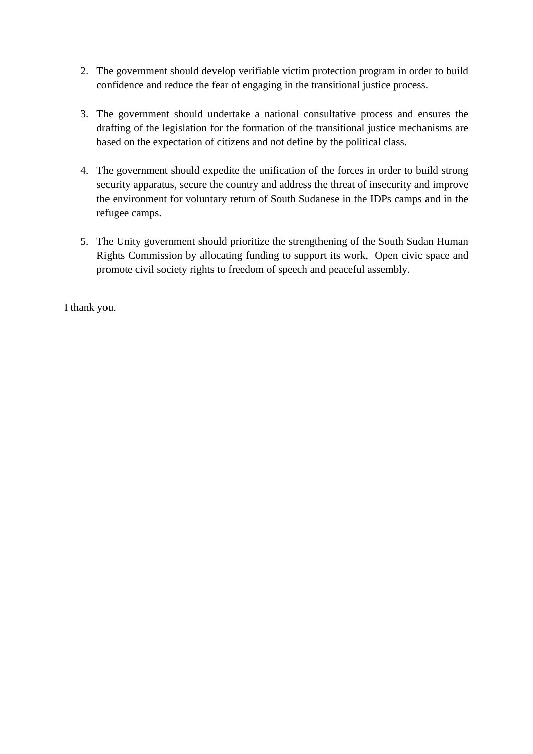2. The government should develop verifiable victim protection program in order to build confidence and reduce the fear of engaging in the transitional justice process.

3. The government should undertake a national consultative process and ensures the drafting of the legislation for the formation of the transitional justice mechanisms are based on the expectation of citizens and not define by the political class.

4. The government should expedite the unification of the forces in order to build strong security apparatus, secure the country and address the threat of insecurity and improve the environment for voluntary return of South Sudanese in the IDPs camps and in the refugee camps.

5. The Unity government should prioritize the strengthening of the South Sudan Human Rights Commission by allocating funding to support its work, Open civic space and promote civil society rights to freedom of speech and peaceful assembly.

I thank you.